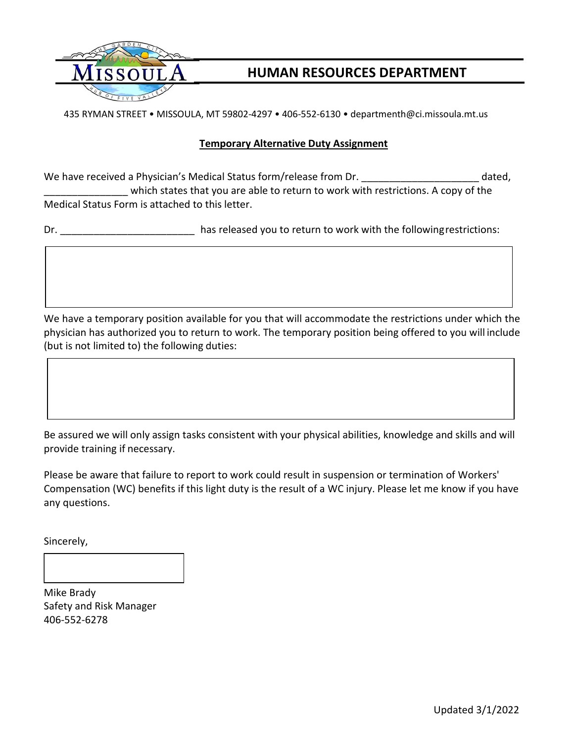# HUMAN RESOURCES DEPARTMENT

435 RYMAN STREET • MISSOULA, MT 59802-4297 • 406-552-6130 • departmenth@ci.missoula.mt.us

**Temporary Alternative Duty Assignment**

We have received a Physician's Medical Status form/release from Dr. _____________________ dated, _______________ which states that you are able to return to work with restrictions. A copy of the Medical Status Form is attached to this letter.

Dr. ________________________ has released you to return to work with the following restrictions:

We have a temporary position available for you that will accommodate the restrictions under which the physician has authorized you to return to work. The temporary position being offered to you will include (but is not limited to) the following duties:

Be assured we will only assign tasks consistent with your physical abilities, knowledge and skills and will provide training if necessary.

Please be aware that failure to report to work could result in suspension or termination of Workers' Compensation (WC) benefits if this light duty is the result of a WC injury. Please let me know if you have any questions.

Sincerely,

Mike Brady
Safety and Risk Manager
406-552-6278

Updated 3/1/2022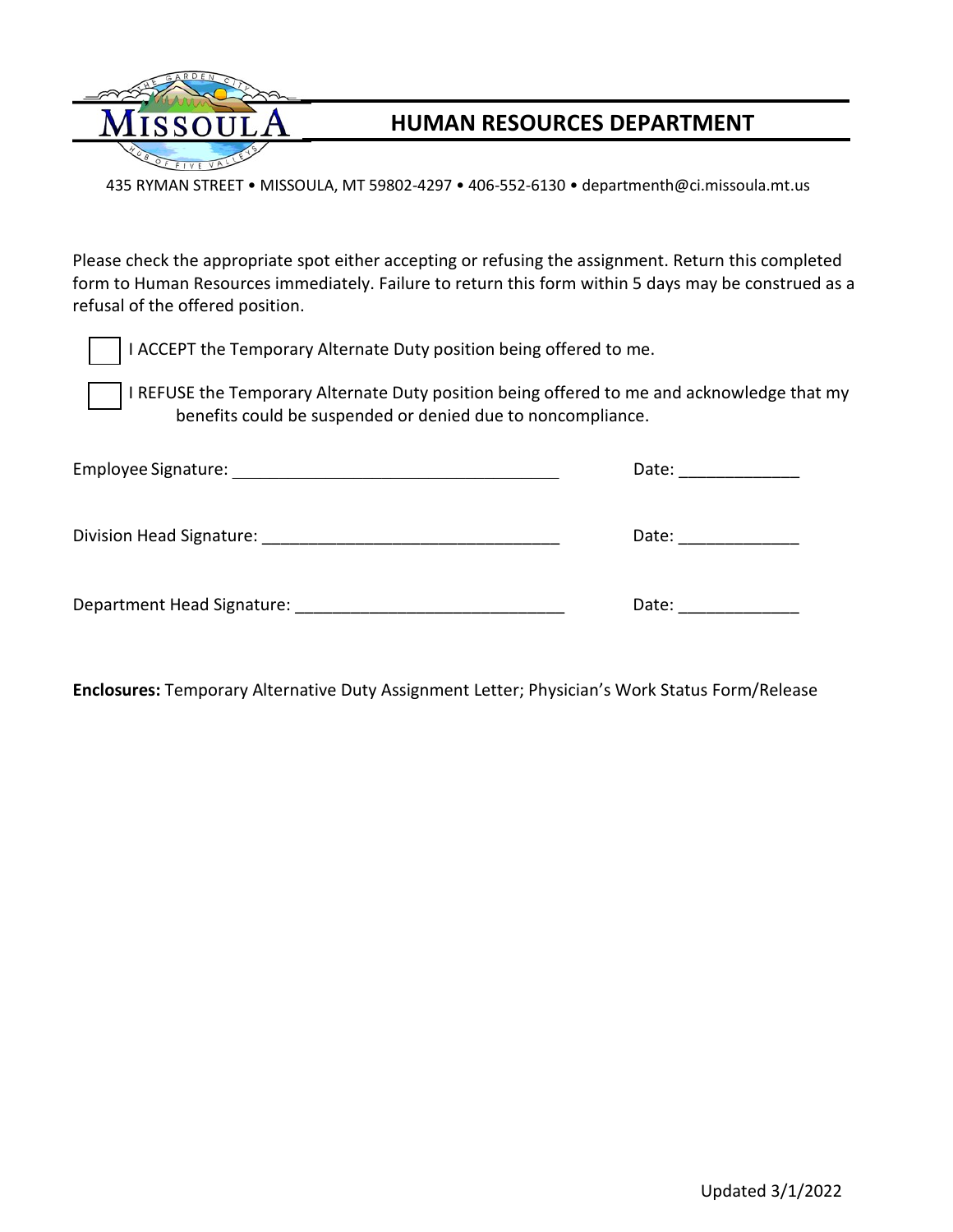# HUMAN RESOURCES DEPARTMENT

435 RYMAN STREET • MISSOULA, MT 59802-4297 • 406-552-6130 • departmenth@ci.missoula.mt.us

Please check the appropriate spot either accepting or refusing the assignment. Return this completed form to Human Resources immediately. Failure to return this form within 5 days may be construed as a refusal of the offered position.

☐ I ACCEPT the Temporary Alternate Duty position being offered to me.

☐ I REFUSE the Temporary Alternate Duty position being offered to me and acknowledge that my benefits could be suspended or denied due to noncompliance.

Employee Signature: ___________________________________ Date: _____________

Division Head Signature: ________________________________ Date: _____________

Department Head Signature: _____________________________ Date: _____________

**Enclosures:** Temporary Alternative Duty Assignment Letter; Physician's Work Status Form/Release

Updated 3/1/2022